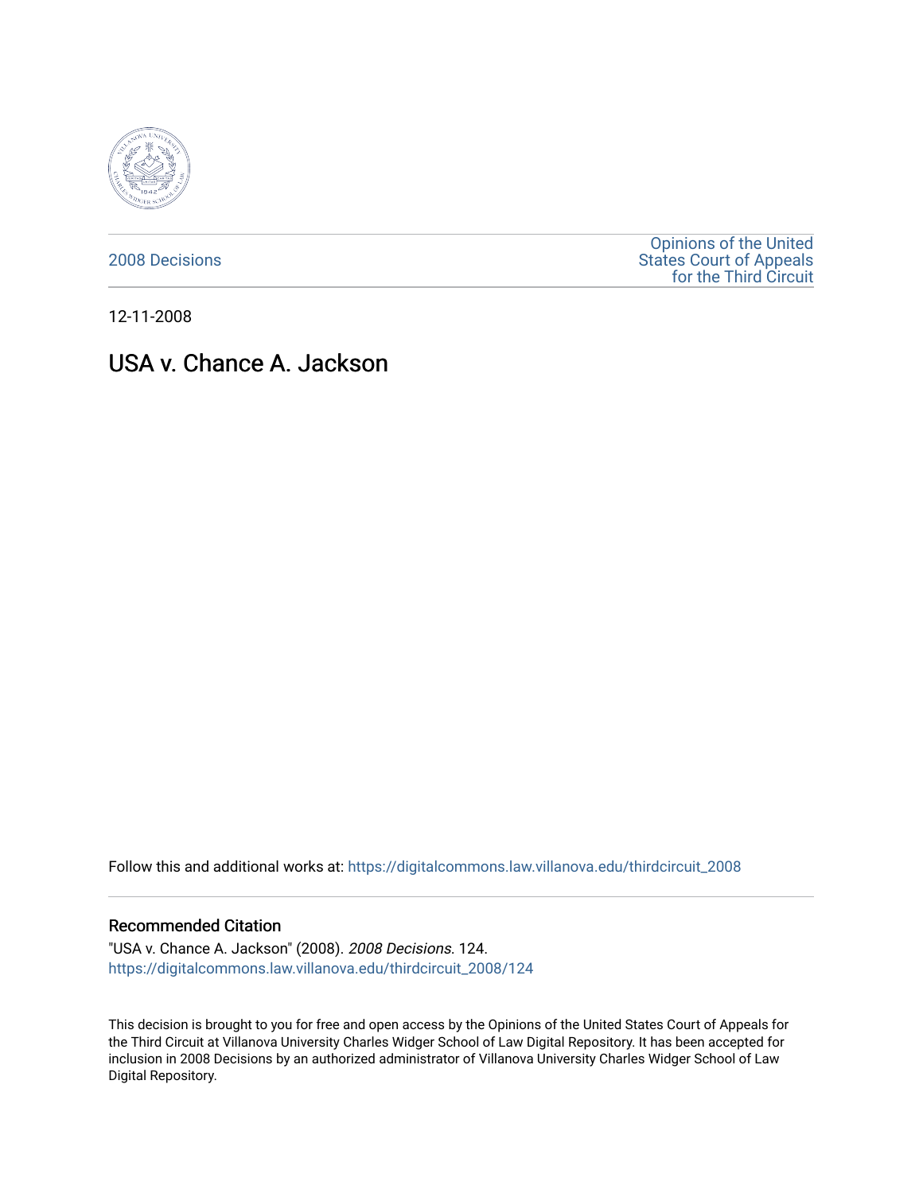2008 Decisions

Opinions of the United States Court of Appeals for the Third Circuit

12-11-2008

# USA v. Chance A. Jackson

Follow this and additional works at: https://digitalcommons.law.villanova.edu/thirdcircuit_2008

## Recommended Citation

"USA v. Chance A. Jackson" (2008). *2008 Decisions*. 124.
https://digitalcommons.law.villanova.edu/thirdcircuit_2008/124

This decision is brought to you for free and open access by the Opinions of the United States Court of Appeals for the Third Circuit at Villanova University Charles Widger School of Law Digital Repository. It has been accepted for inclusion in 2008 Decisions by an authorized administrator of Villanova University Charles Widger School of Law Digital Repository.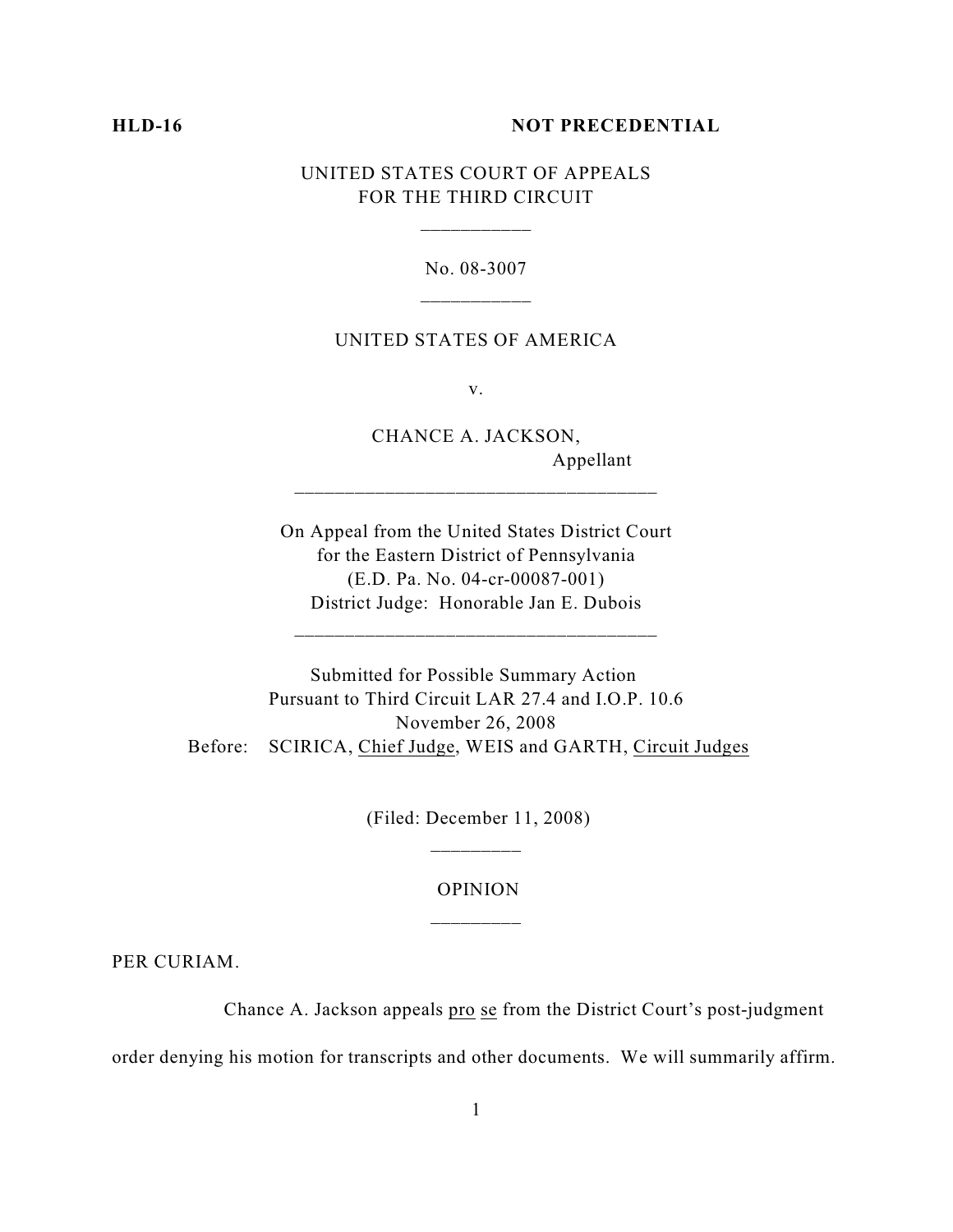**HLD-16** **NOT PRECEDENTIAL**

UNITED STATES COURT OF APPEALS
FOR THE THIRD CIRCUIT

___________

No. 08-3007

___________

UNITED STATES OF AMERICA

v.

CHANCE A. JACKSON,
Appellant

____________________________________

On Appeal from the United States District Court
for the Eastern District of Pennsylvania
(E.D. Pa. No. 04-cr-00087-001)
District Judge: Honorable Jan E. Dubois

____________________________________

Submitted for Possible Summary Action
Pursuant to Third Circuit LAR 27.4 and I.O.P. 10.6
November 26, 2008

Before: SCIRICA, Chief Judge, WEIS and GARTH, Circuit Judges

(Filed: December 11, 2008)

_________

OPINION

_________

PER CURIAM.

Chance A. Jackson appeals *pro se* from the District Court's post-judgment order denying his motion for transcripts and other documents. We will summarily affirm.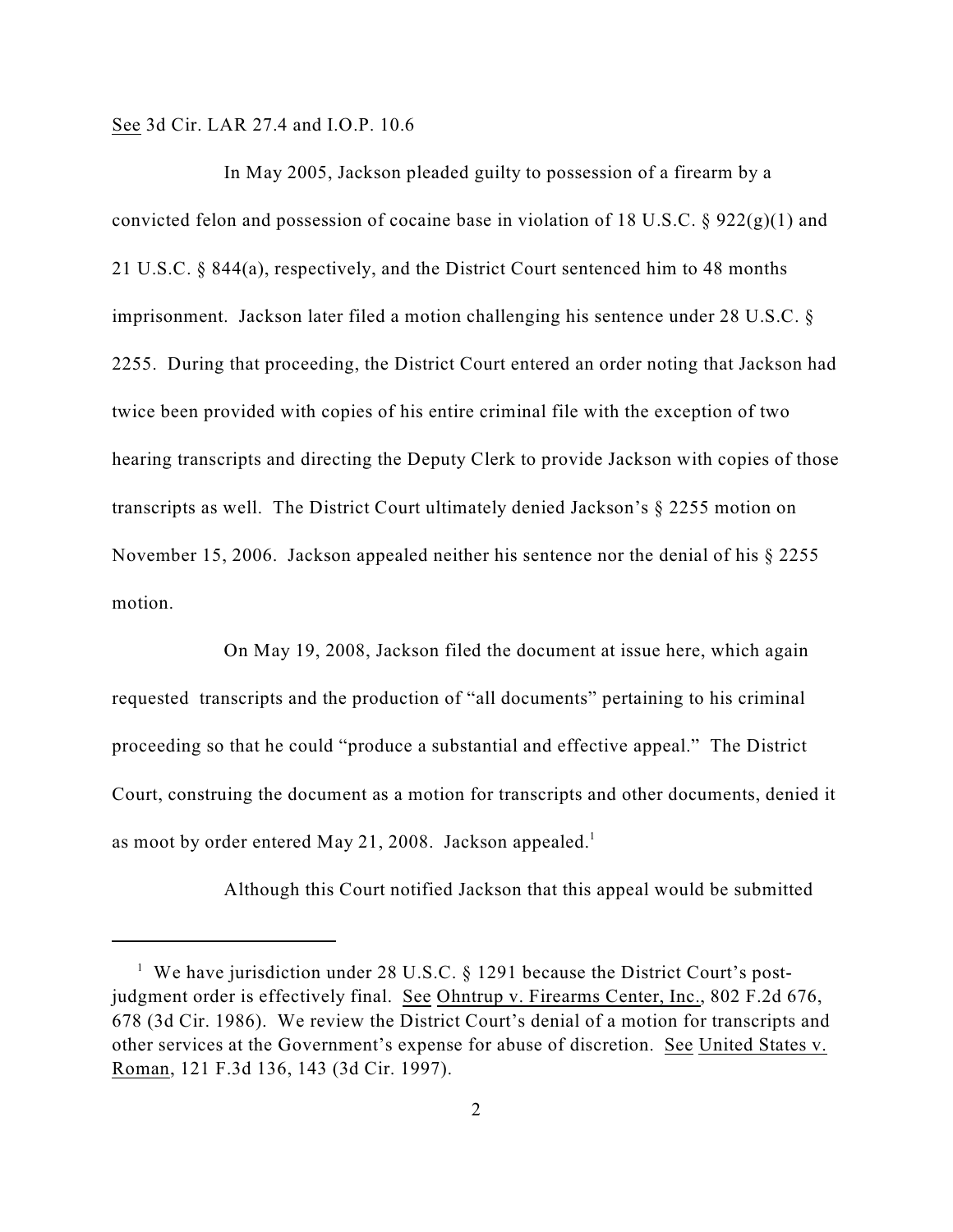See 3d Cir. LAR 27.4 and I.O.P. 10.6

In May 2005, Jackson pleaded guilty to possession of a firearm by a convicted felon and possession of cocaine base in violation of 18 U.S.C. § 922(g)(1) and 21 U.S.C. § 844(a), respectively, and the District Court sentenced him to 48 months imprisonment. Jackson later filed a motion challenging his sentence under 28 U.S.C. § 2255. During that proceeding, the District Court entered an order noting that Jackson had twice been provided with copies of his entire criminal file with the exception of two hearing transcripts and directing the Deputy Clerk to provide Jackson with copies of those transcripts as well. The District Court ultimately denied Jackson's § 2255 motion on November 15, 2006. Jackson appealed neither his sentence nor the denial of his § 2255 motion.

On May 19, 2008, Jackson filed the document at issue here, which again requested transcripts and the production of "all documents" pertaining to his criminal proceeding so that he could "produce a substantial and effective appeal." The District Court, construing the document as a motion for transcripts and other documents, denied it as moot by order entered May 21, 2008. Jackson appealed.[1]

Although this Court notified Jackson that this appeal would be submitted

[1] We have jurisdiction under 28 U.S.C. § 1291 because the District Court's post-judgment order is effectively final. See Ohntrup v. Firearms Center, Inc., 802 F.2d 676, 678 (3d Cir. 1986). We review the District Court's denial of a motion for transcripts and other services at the Government's expense for abuse of discretion. See United States v. Roman, 121 F.3d 136, 143 (3d Cir. 1997).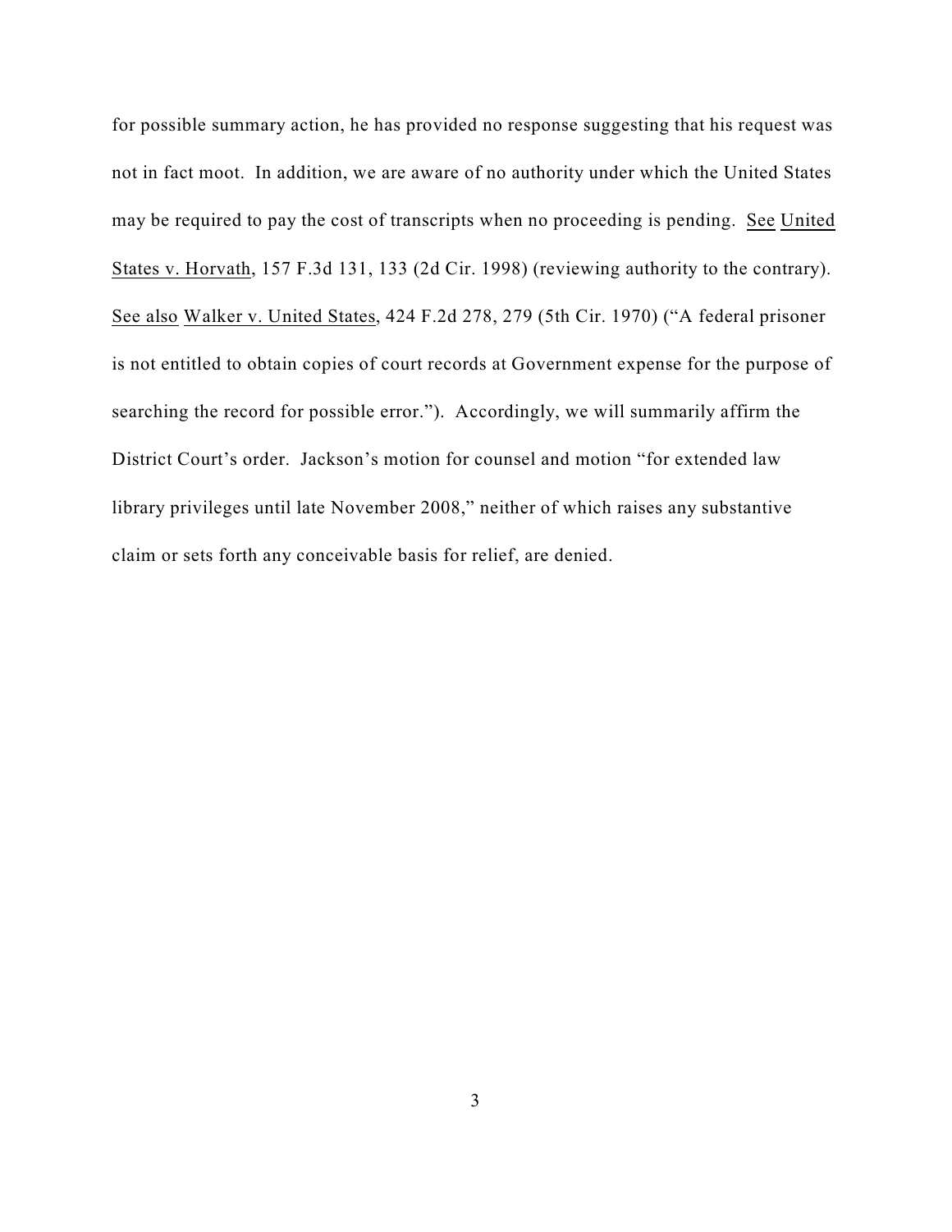for possible summary action, he has provided no response suggesting that his request was not in fact moot. In addition, we are aware of no authority under which the United States may be required to pay the cost of transcripts when no proceeding is pending. See United States v. Horvath, 157 F.3d 131, 133 (2d Cir. 1998) (reviewing authority to the contrary). See also Walker v. United States, 424 F.2d 278, 279 (5th Cir. 1970) ("A federal prisoner is not entitled to obtain copies of court records at Government expense for the purpose of searching the record for possible error."). Accordingly, we will summarily affirm the District Court's order. Jackson's motion for counsel and motion "for extended law library privileges until late November 2008," neither of which raises any substantive claim or sets forth any conceivable basis for relief, are denied.